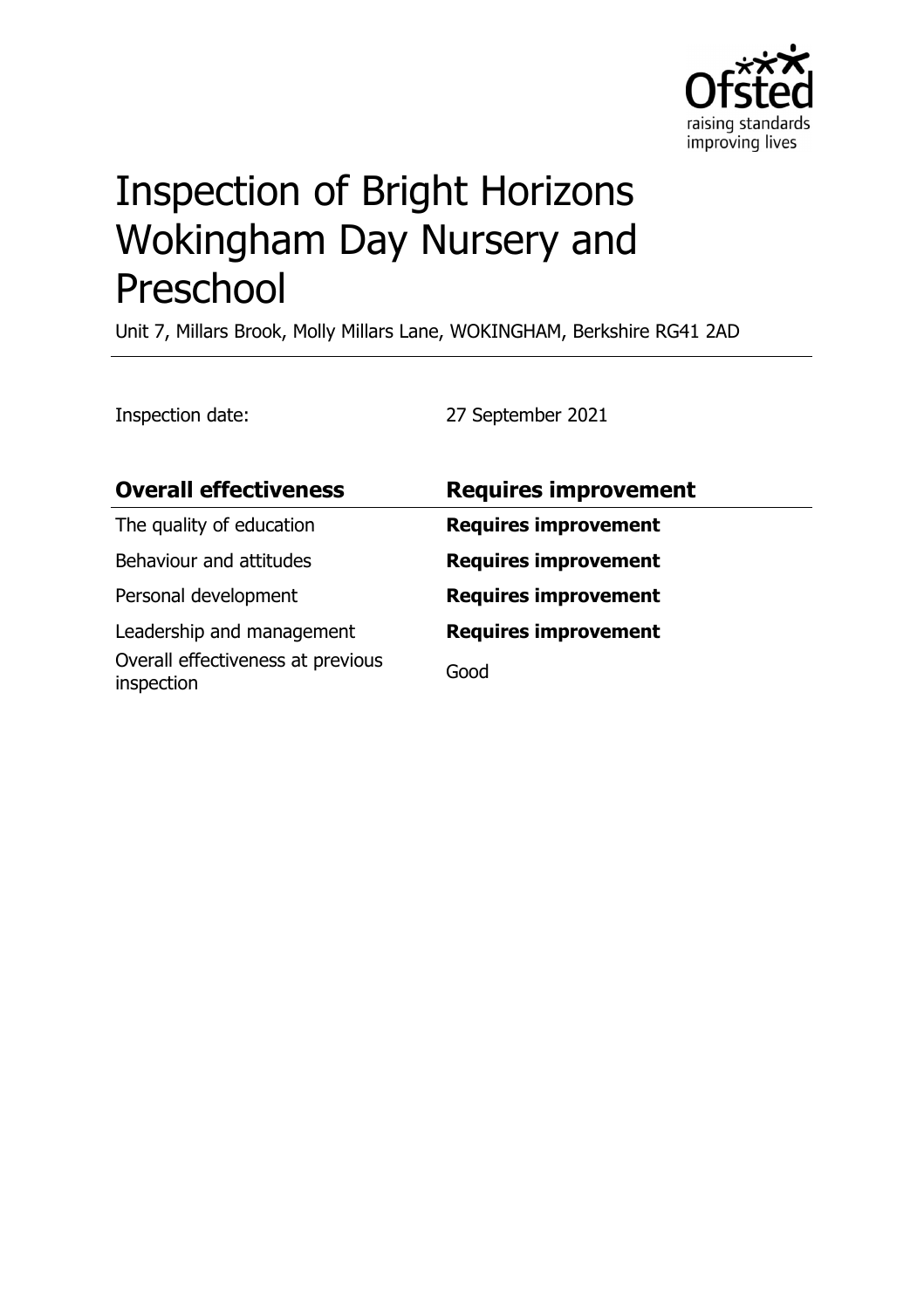# Inspection of Bright Horizons Wokingham Day Nursery and Preschool

Unit 7, Millars Brook, Molly Millars Lane, WOKINGHAM, Berkshire RG41 2AD

Inspection date: 27 September 2021

| **Overall effectiveness** | **Requires improvement** |
|---|---|
| The quality of education | **Requires improvement** |
| Behaviour and attitudes | **Requires improvement** |
| Personal development | **Requires improvement** |
| Leadership and management | **Requires improvement** |
| Overall effectiveness at previous inspection | Good |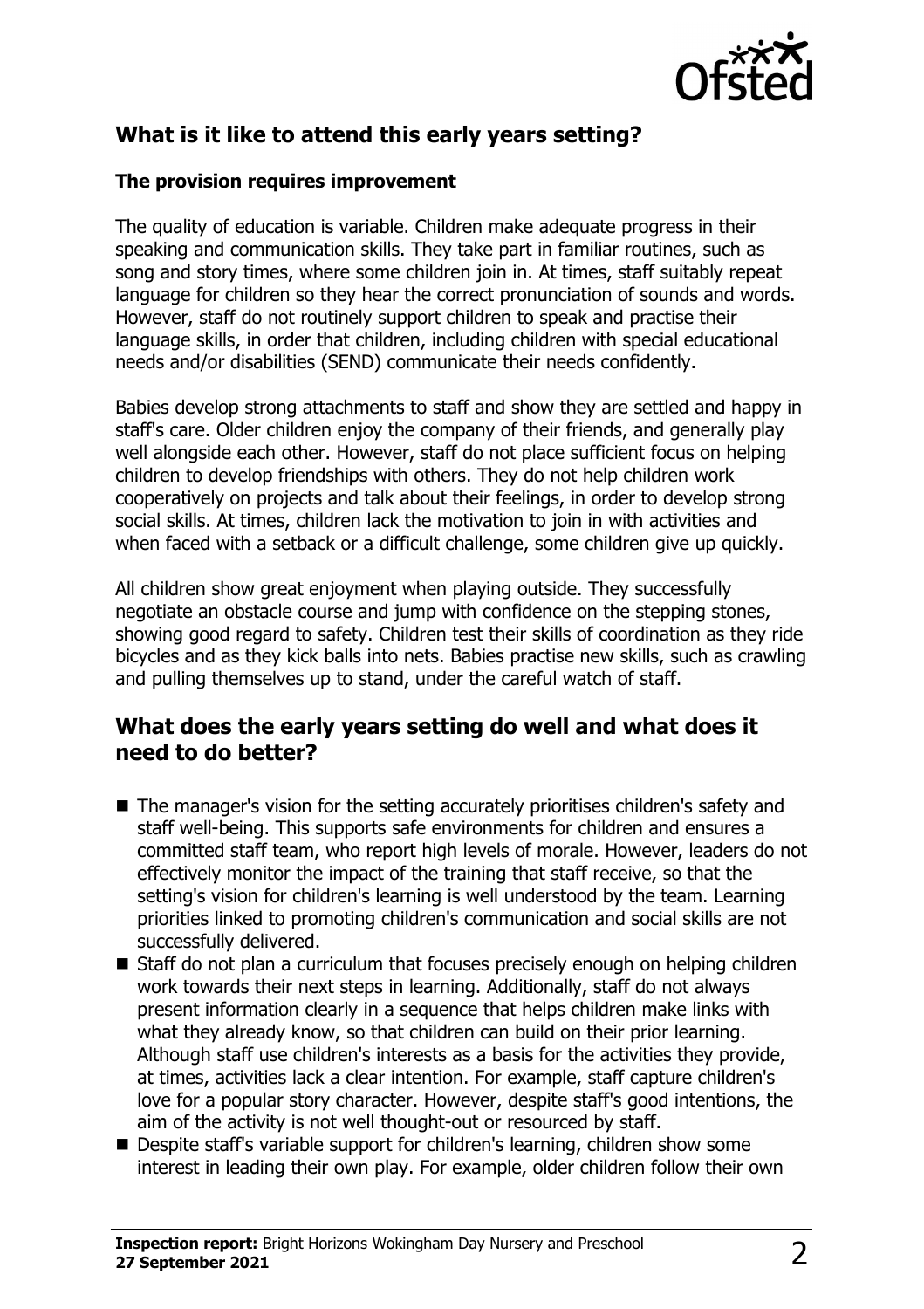## What is it like to attend this early years setting?

### The provision requires improvement

The quality of education is variable. Children make adequate progress in their speaking and communication skills. They take part in familiar routines, such as song and story times, where some children join in. At times, staff suitably repeat language for children so they hear the correct pronunciation of sounds and words. However, staff do not routinely support children to speak and practise their language skills, in order that children, including children with special educational needs and/or disabilities (SEND) communicate their needs confidently.

Babies develop strong attachments to staff and show they are settled and happy in staff's care. Older children enjoy the company of their friends, and generally play well alongside each other. However, staff do not place sufficient focus on helping children to develop friendships with others. They do not help children work cooperatively on projects and talk about their feelings, in order to develop strong social skills. At times, children lack the motivation to join in with activities and when faced with a setback or a difficult challenge, some children give up quickly.

All children show great enjoyment when playing outside. They successfully negotiate an obstacle course and jump with confidence on the stepping stones, showing good regard to safety. Children test their skills of coordination as they ride bicycles and as they kick balls into nets. Babies practise new skills, such as crawling and pulling themselves up to stand, under the careful watch of staff.

## What does the early years setting do well and what does it need to do better?

- The manager's vision for the setting accurately prioritises children's safety and staff well-being. This supports safe environments for children and ensures a committed staff team, who report high levels of morale. However, leaders do not effectively monitor the impact of the training that staff receive, so that the setting's vision for children's learning is well understood by the team. Learning priorities linked to promoting children's communication and social skills are not successfully delivered.
- Staff do not plan a curriculum that focuses precisely enough on helping children work towards their next steps in learning. Additionally, staff do not always present information clearly in a sequence that helps children make links with what they already know, so that children can build on their prior learning. Although staff use children's interests as a basis for the activities they provide, at times, activities lack a clear intention. For example, staff capture children's love for a popular story character. However, despite staff's good intentions, the aim of the activity is not well thought-out or resourced by staff.
- Despite staff's variable support for children's learning, children show some interest in leading their own play. For example, older children follow their own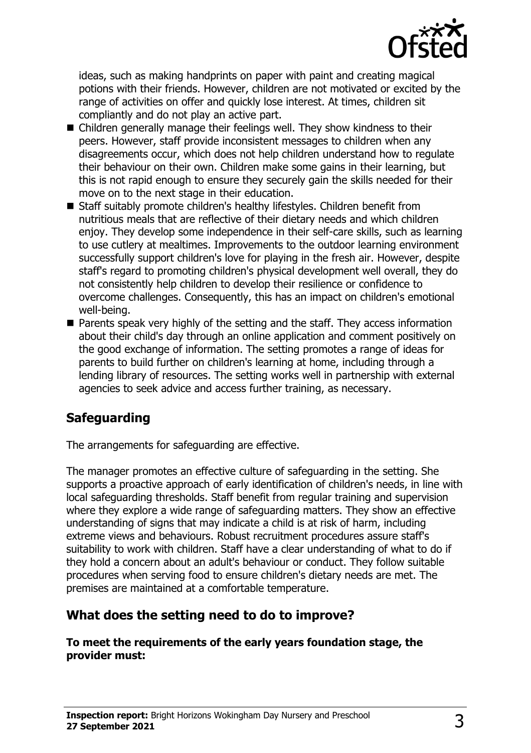ideas, such as making handprints on paper with paint and creating magical potions with their friends. However, children are not motivated or excited by the range of activities on offer and quickly lose interest. At times, children sit compliantly and do not play an active part.

- Children generally manage their feelings well. They show kindness to their peers. However, staff provide inconsistent messages to children when any disagreements occur, which does not help children understand how to regulate their behaviour on their own. Children make some gains in their learning, but this is not rapid enough to ensure they securely gain the skills needed for their move on to the next stage in their education.
- Staff suitably promote children's healthy lifestyles. Children benefit from nutritious meals that are reflective of their dietary needs and which children enjoy. They develop some independence in their self-care skills, such as learning to use cutlery at mealtimes. Improvements to the outdoor learning environment successfully support children's love for playing in the fresh air. However, despite staff's regard to promoting children's physical development well overall, they do not consistently help children to develop their resilience or confidence to overcome challenges. Consequently, this has an impact on children's emotional well-being.
- Parents speak very highly of the setting and the staff. They access information about their child's day through an online application and comment positively on the good exchange of information. The setting promotes a range of ideas for parents to build further on children's learning at home, including through a lending library of resources. The setting works well in partnership with external agencies to seek advice and access further training, as necessary.

## Safeguarding

The arrangements for safeguarding are effective.

The manager promotes an effective culture of safeguarding in the setting. She supports a proactive approach of early identification of children's needs, in line with local safeguarding thresholds. Staff benefit from regular training and supervision where they explore a wide range of safeguarding matters. They show an effective understanding of signs that may indicate a child is at risk of harm, including extreme views and behaviours. Robust recruitment procedures assure staff's suitability to work with children. Staff have a clear understanding of what to do if they hold a concern about an adult's behaviour or conduct. They follow suitable procedures when serving food to ensure children's dietary needs are met. The premises are maintained at a comfortable temperature.

## What does the setting need to do to improve?

**To meet the requirements of the early years foundation stage, the provider must:**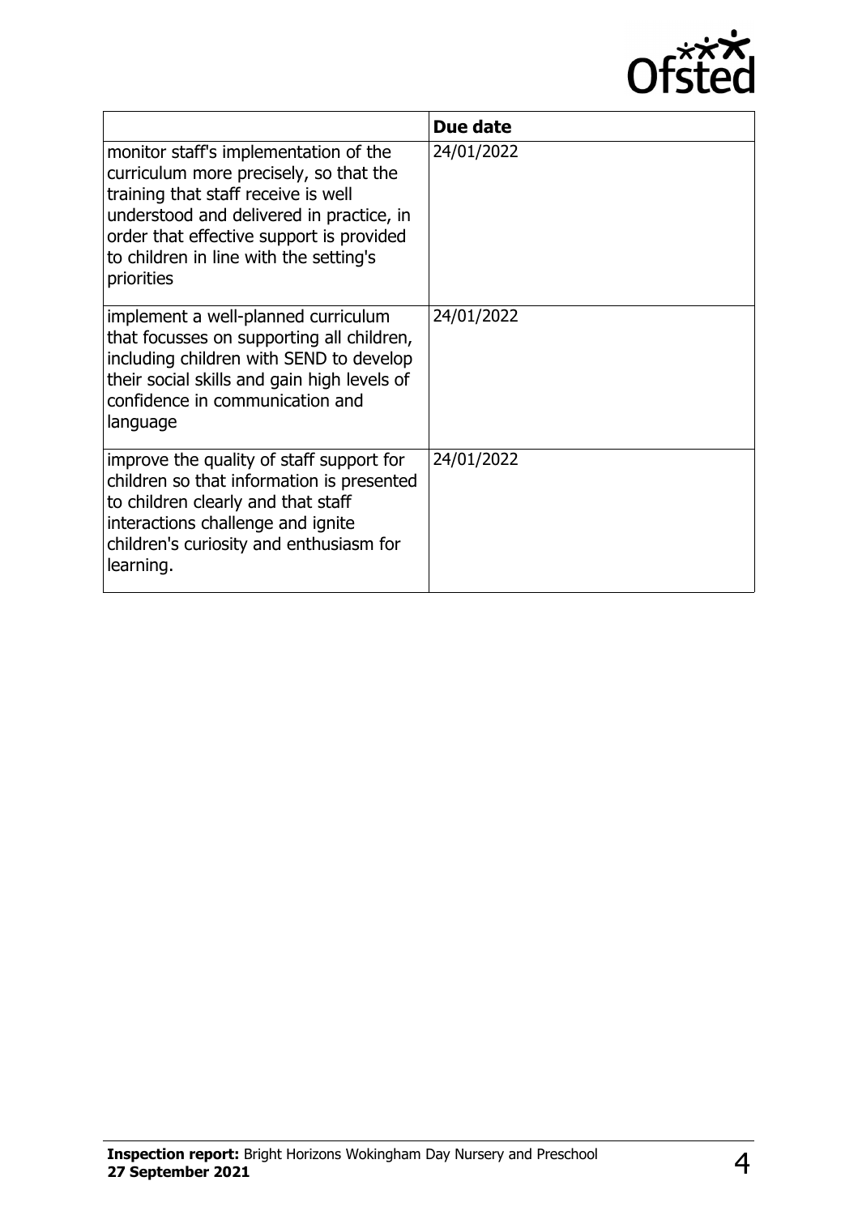| | Due date |
|---|---|
| monitor staff's implementation of the curriculum more precisely, so that the training that staff receive is well understood and delivered in practice, in order that effective support is provided to children in line with the setting's priorities | 24/01/2022 |
| implement a well-planned curriculum that focusses on supporting all children, including children with SEND to develop their social skills and gain high levels of confidence in communication and language | 24/01/2022 |
| improve the quality of staff support for children so that information is presented to children clearly and that staff interactions challenge and ignite children's curiosity and enthusiasm for learning. | 24/01/2022 |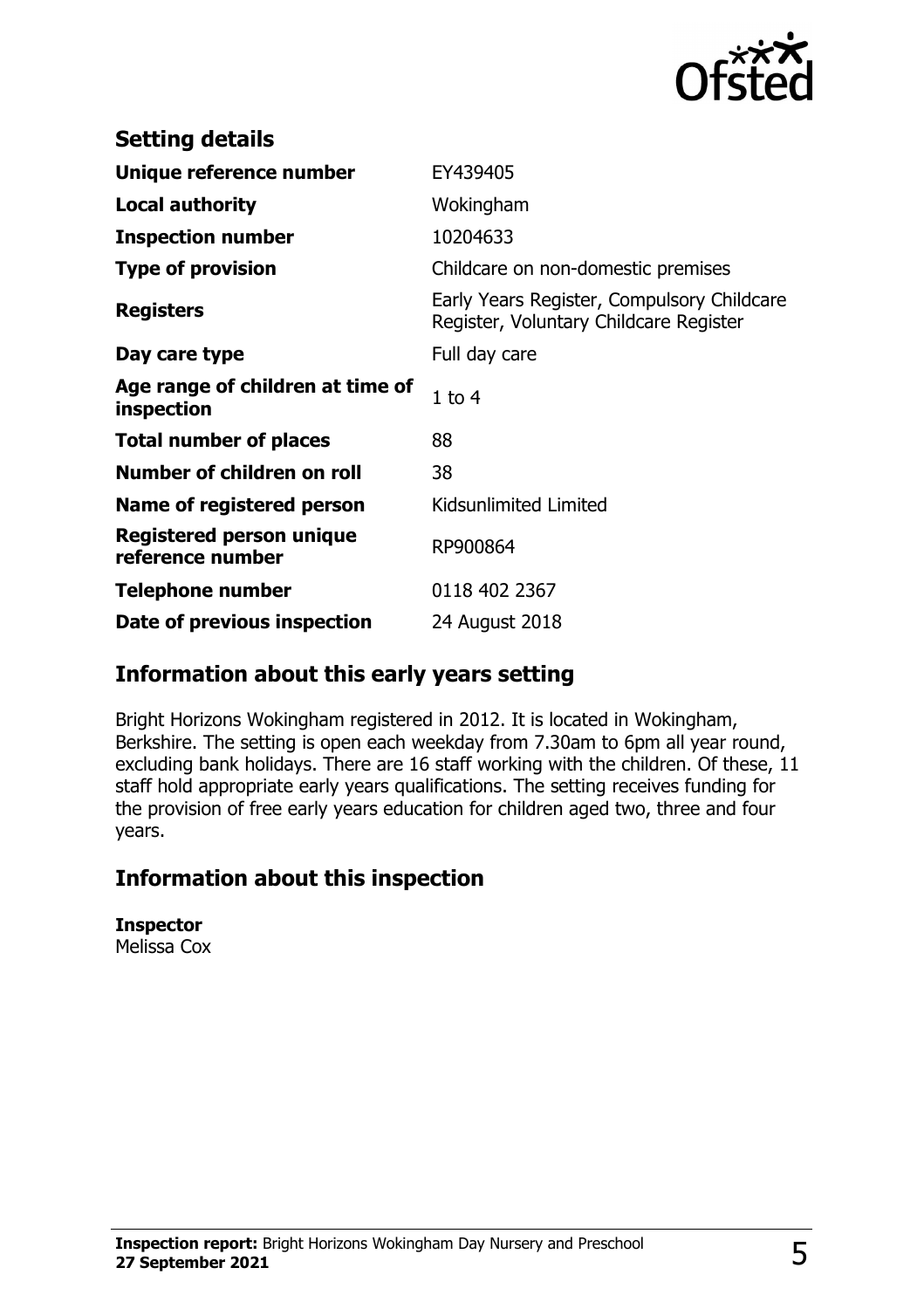## Setting details

| | |
|---|---|
| **Unique reference number** | EY439405 |
| **Local authority** | Wokingham |
| **Inspection number** | 10204633 |
| **Type of provision** | Childcare on non-domestic premises |
| **Registers** | Early Years Register, Compulsory Childcare Register, Voluntary Childcare Register |
| **Day care type** | Full day care |
| **Age range of children at time of inspection** | 1 to 4 |
| **Total number of places** | 88 |
| **Number of children on roll** | 38 |
| **Name of registered person** | Kidsunlimited Limited |
| **Registered person unique reference number** | RP900864 |
| **Telephone number** | 0118 402 2367 |
| **Date of previous inspection** | 24 August 2018 |

## Information about this early years setting

Bright Horizons Wokingham registered in 2012. It is located in Wokingham, Berkshire. The setting is open each weekday from 7.30am to 6pm all year round, excluding bank holidays. There are 16 staff working with the children. Of these, 11 staff hold appropriate early years qualifications. The setting receives funding for the provision of free early years education for children aged two, three and four years.

## Information about this inspection

**Inspector**
Melissa Cox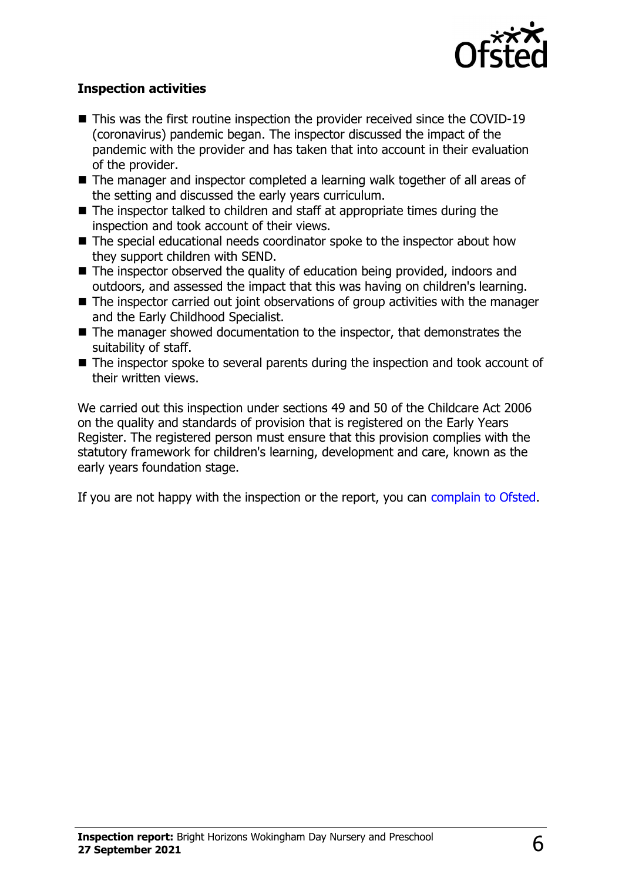### Inspection activities

- This was the first routine inspection the provider received since the COVID-19 (coronavirus) pandemic began. The inspector discussed the impact of the pandemic with the provider and has taken that into account in their evaluation of the provider.
- The manager and inspector completed a learning walk together of all areas of the setting and discussed the early years curriculum.
- The inspector talked to children and staff at appropriate times during the inspection and took account of their views.
- The special educational needs coordinator spoke to the inspector about how they support children with SEND.
- The inspector observed the quality of education being provided, indoors and outdoors, and assessed the impact that this was having on children's learning.
- The inspector carried out joint observations of group activities with the manager and the Early Childhood Specialist.
- The manager showed documentation to the inspector, that demonstrates the suitability of staff.
- The inspector spoke to several parents during the inspection and took account of their written views.

We carried out this inspection under sections 49 and 50 of the Childcare Act 2006 on the quality and standards of provision that is registered on the Early Years Register. The registered person must ensure that this provision complies with the statutory framework for children's learning, development and care, known as the early years foundation stage.

If you are not happy with the inspection or the report, you can complain to Ofsted.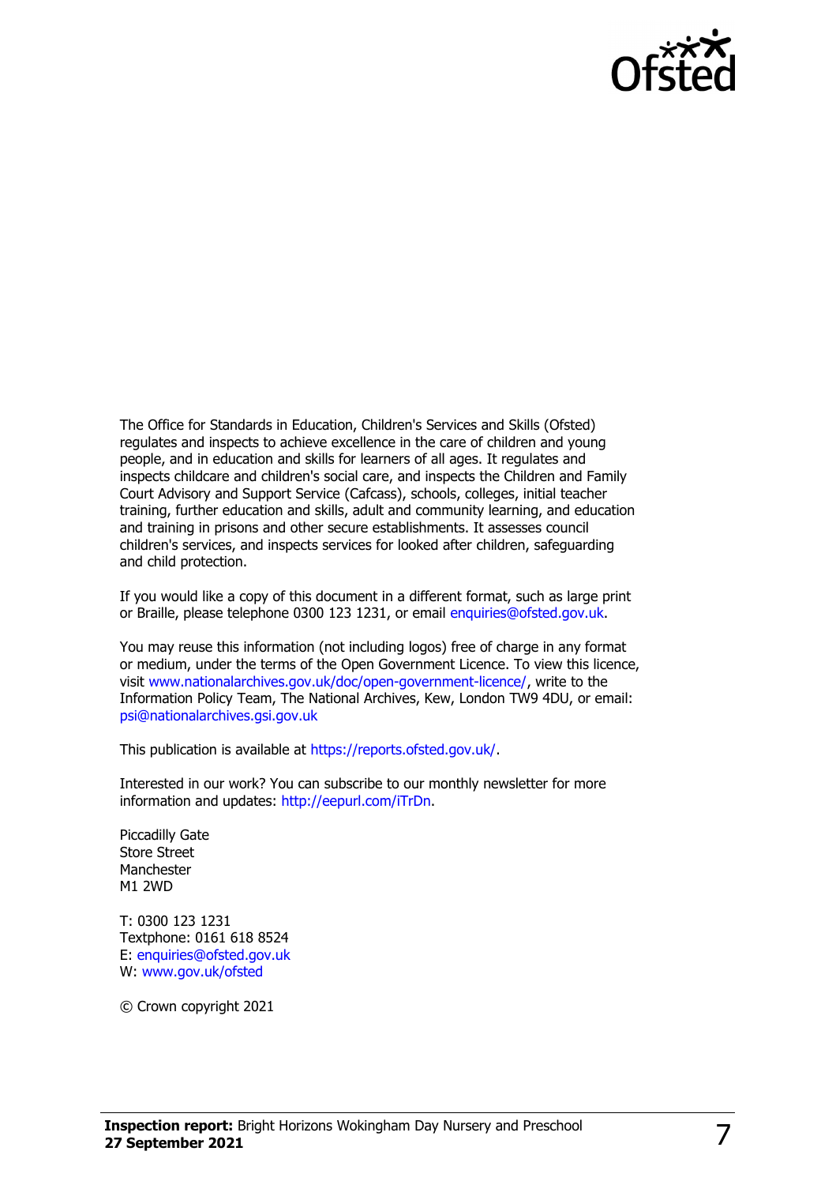The Office for Standards in Education, Children's Services and Skills (Ofsted) regulates and inspects to achieve excellence in the care of children and young people, and in education and skills for learners of all ages. It regulates and inspects childcare and children's social care, and inspects the Children and Family Court Advisory and Support Service (Cafcass), schools, colleges, initial teacher training, further education and skills, adult and community learning, and education and training in prisons and other secure establishments. It assesses council children's services, and inspects services for looked after children, safeguarding and child protection.

If you would like a copy of this document in a different format, such as large print or Braille, please telephone 0300 123 1231, or email enquiries@ofsted.gov.uk.

You may reuse this information (not including logos) free of charge in any format or medium, under the terms of the Open Government Licence. To view this licence, visit www.nationalarchives.gov.uk/doc/open-government-licence/, write to the Information Policy Team, The National Archives, Kew, London TW9 4DU, or email: psi@nationalarchives.gsi.gov.uk

This publication is available at https://reports.ofsted.gov.uk/.

Interested in our work? You can subscribe to our monthly newsletter for more information and updates: http://eepurl.com/iTrDn.

Piccadilly Gate
Store Street
Manchester
M1 2WD

T: 0300 123 1231
Textphone: 0161 618 8524
E: enquiries@ofsted.gov.uk
W: www.gov.uk/ofsted

© Crown copyright 2021